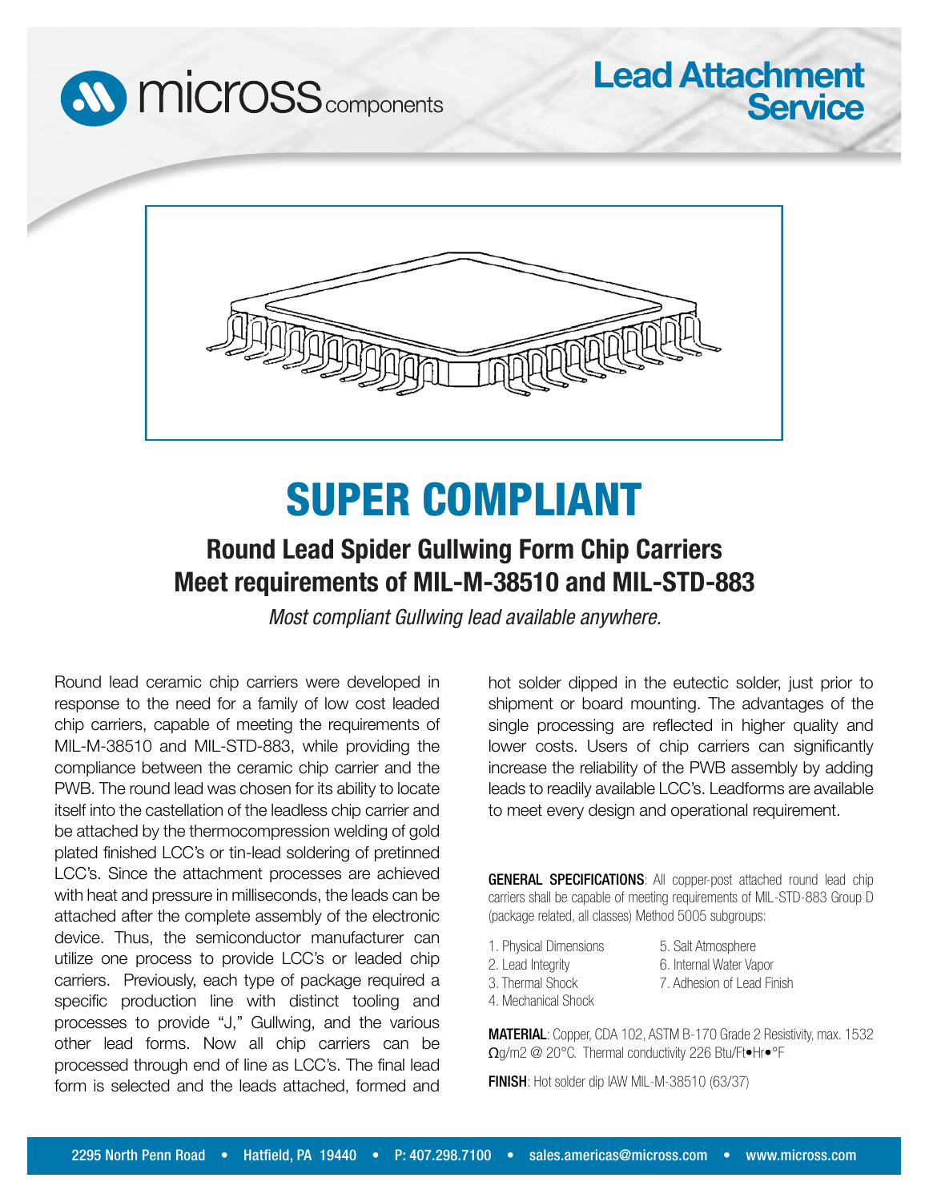# Lead Attachment Service

# SUPER COMPLIANT

## Round Lead Spider Gullwing Form Chip Carriers
## Meet requirements of MIL-M-38510 and MIL-STD-883

*Most compliant Gullwing lead available anywhere.*

Round lead ceramic chip carriers were developed in response to the need for a family of low cost leaded chip carriers, capable of meeting the requirements of MIL-M-38510 and MIL-STD-883, while providing the compliance between the ceramic chip carrier and the PWB. The round lead was chosen for its ability to locate itself into the castellation of the leadless chip carrier and be attached by the thermocompression welding of gold plated finished LCC's or tin-lead soldering of pretinned LCC's. Since the attachment processes are achieved with heat and pressure in milliseconds, the leads can be attached after the complete assembly of the electronic device. Thus, the semiconductor manufacturer can utilize one process to provide LCC's or leaded chip carriers. Previously, each type of package required a specific production line with distinct tooling and processes to provide "J," Gullwing, and the various other lead forms. Now all chip carriers can be processed through end of line as LCC's. The final lead form is selected and the leads attached, formed and hot solder dipped in the eutectic solder, just prior to shipment or board mounting. The advantages of the single processing are reflected in higher quality and lower costs. Users of chip carriers can significantly increase the reliability of the PWB assembly by adding leads to readily available LCC's. Leadforms are available to meet every design and operational requirement.

**GENERAL SPECIFICATIONS**: All copper-post attached round lead chip carriers shall be capable of meeting requirements of MIL-STD-883 Group D (package related, all classes) Method 5005 subgroups:

1. Physical Dimensions
2. Lead Integrity
3. Thermal Shock
4. Mechanical Shock
5. Salt Atmosphere
6. Internal Water Vapor
7. Adhesion of Lead Finish

**MATERIAL**: Copper, CDA 102, ASTM B-170 Grade 2 Resistivity, max. 1532 Ωg/m2 @ 20°C. Thermal conductivity 226 Btu/Ft•Hr•°F

**FINISH**: Hot solder dip IAW MIL-M-38510 (63/37)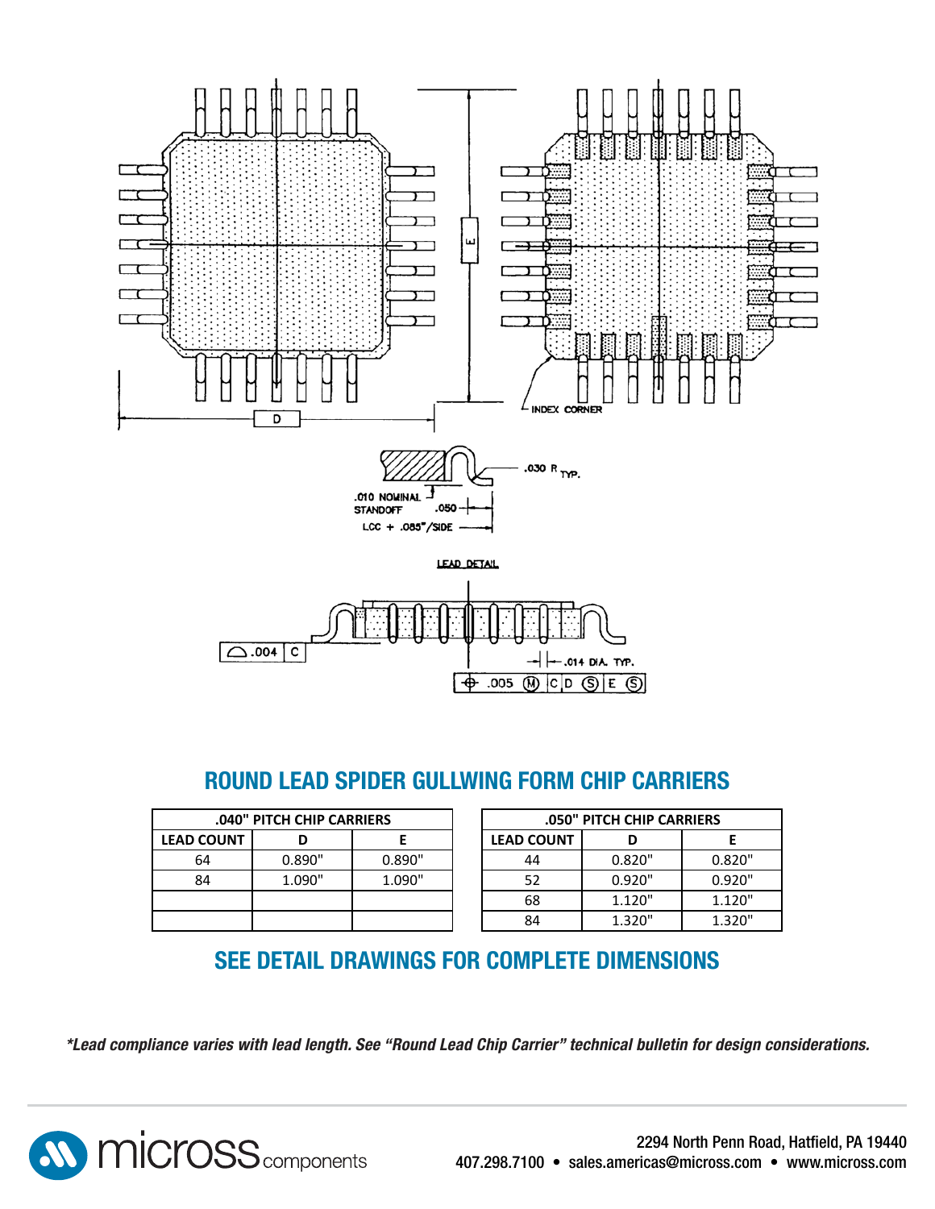D

E

INDEX CORNER

.030 R TYP.

.010 NOMINAL STANDOFF

.050

LCC + .085"/SIDE

LEAD DETAIL

.004 C

.014 DIA. TYP.

.005 M C D S E S

## ROUND LEAD SPIDER GULLWING FORM CHIP CARRIERS

| .040" PITCH CHIP CARRIERS | | |
|---|---|---|
| LEAD COUNT | D | E |
| 64 | 0.890" | 0.890" |
| 84 | 1.090" | 1.090" |
| | | |
| | | |

| .050" PITCH CHIP CARRIERS | | |
|---|---|---|
| LEAD COUNT | D | E |
| 44 | 0.820" | 0.820" |
| 52 | 0.920" | 0.920" |
| 68 | 1.120" | 1.120" |
| 84 | 1.320" | 1.320" |

## SEE DETAIL DRAWINGS FOR COMPLETE DIMENSIONS

***Lead compliance varies with lead length. See "Round Lead Chip Carrier" technical bulletin for design considerations.***

micross components

2294 North Penn Road, Hatfield, PA 19440
407.298.7100 • sales.americas@micross.com • www.micross.com